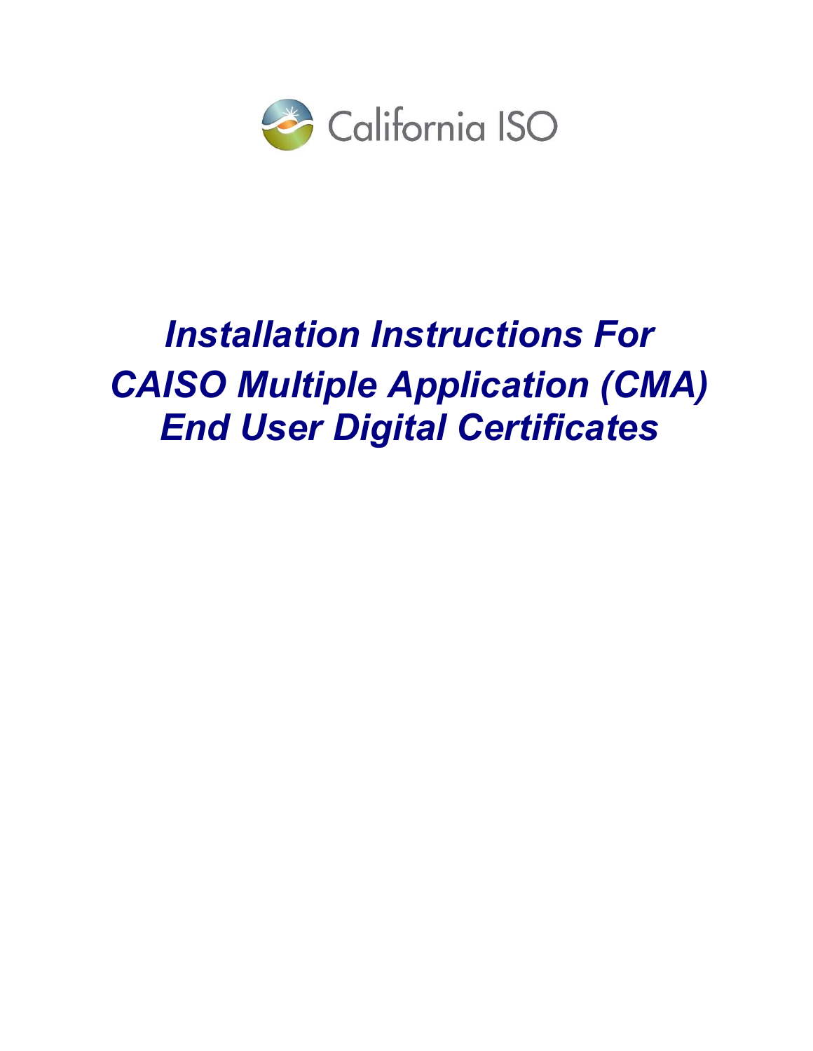California ISO

# *Installation Instructions For CAISO Multiple Application (CMA) End User Digital Certificates*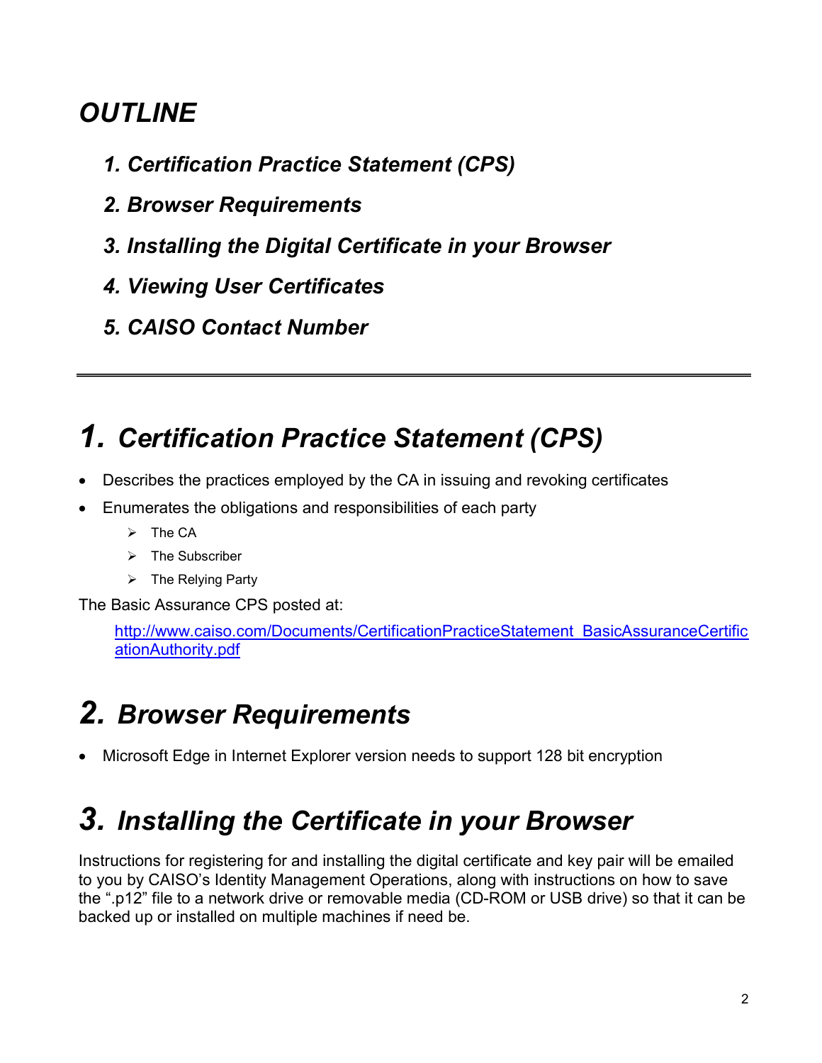# *OUTLINE*

1. ***Certification Practice Statement (CPS)***
2. ***Browser Requirements***
3. ***Installing the Digital Certificate in your Browser***
4. ***Viewing User Certificates***
5. ***CAISO Contact Number***

---

# 1. *Certification Practice Statement (CPS)*

- Describes the practices employed by the CA in issuing and revoking certificates
- Enumerates the obligations and responsibilities of each party
  - The CA
  - The Subscriber
  - The Relying Party

The Basic Assurance CPS posted at:

[http://www.caiso.com/Documents/CertificationPracticeStatement_BasicAssuranceCertificationAuthority.pdf](http://www.caiso.com/Documents/CertificationPracticeStatement_BasicAssuranceCertificationAuthority.pdf)

# 2. *Browser Requirements*

- Microsoft Edge in Internet Explorer version needs to support 128 bit encryption

# 3. *Installing the Certificate in your Browser*

Instructions for registering for and installing the digital certificate and key pair will be emailed to you by CAISO's Identity Management Operations, along with instructions on how to save the ".p12" file to a network drive or removable media (CD-ROM or USB drive) so that it can be backed up or installed on multiple machines if need be.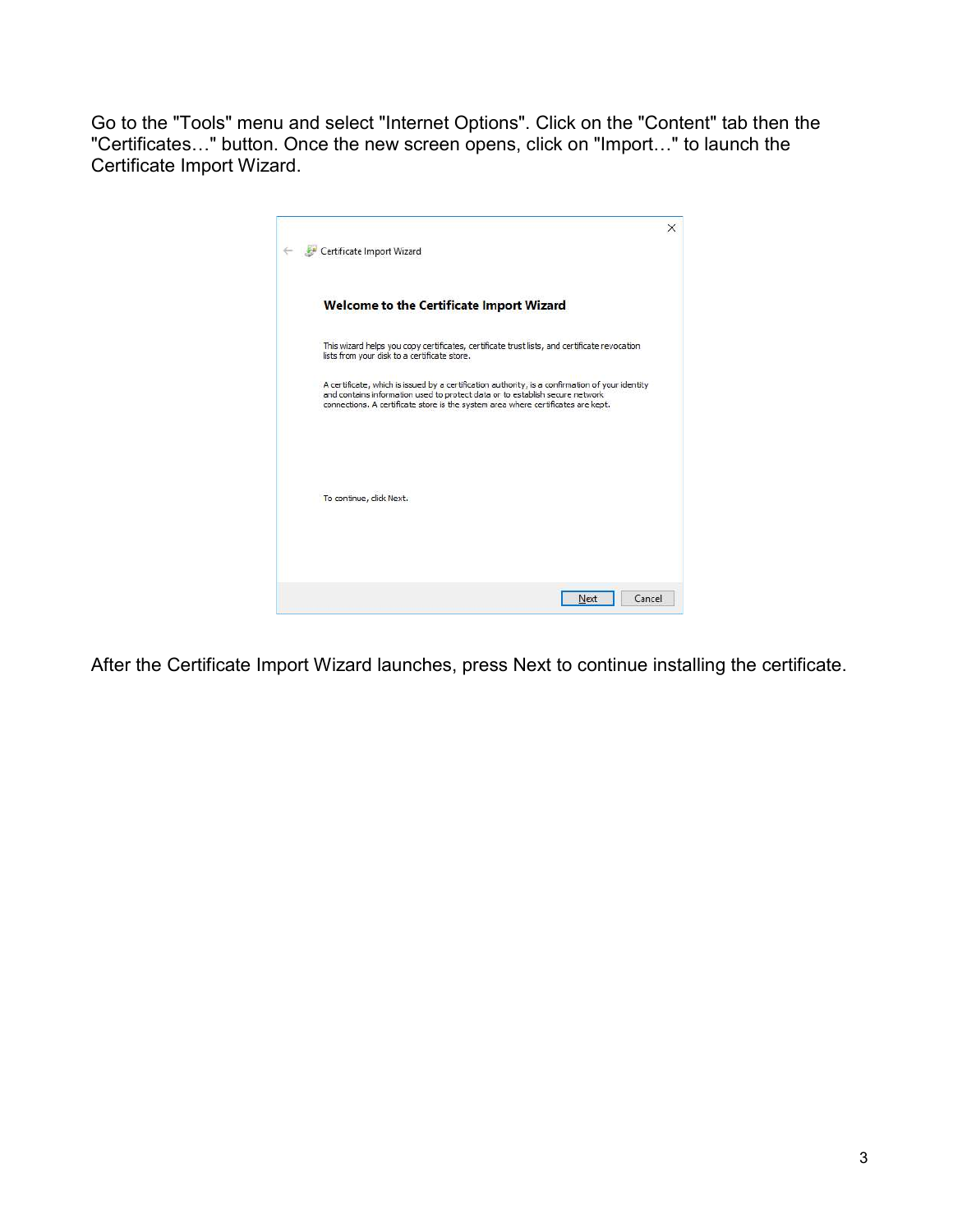Go to the "Tools" menu and select "Internet Options". Click on the "Content" tab then the "Certificates…" button. Once the new screen opens, click on "Import…" to launch the Certificate Import Wizard.

After the Certificate Import Wizard launches, press Next to continue installing the certificate.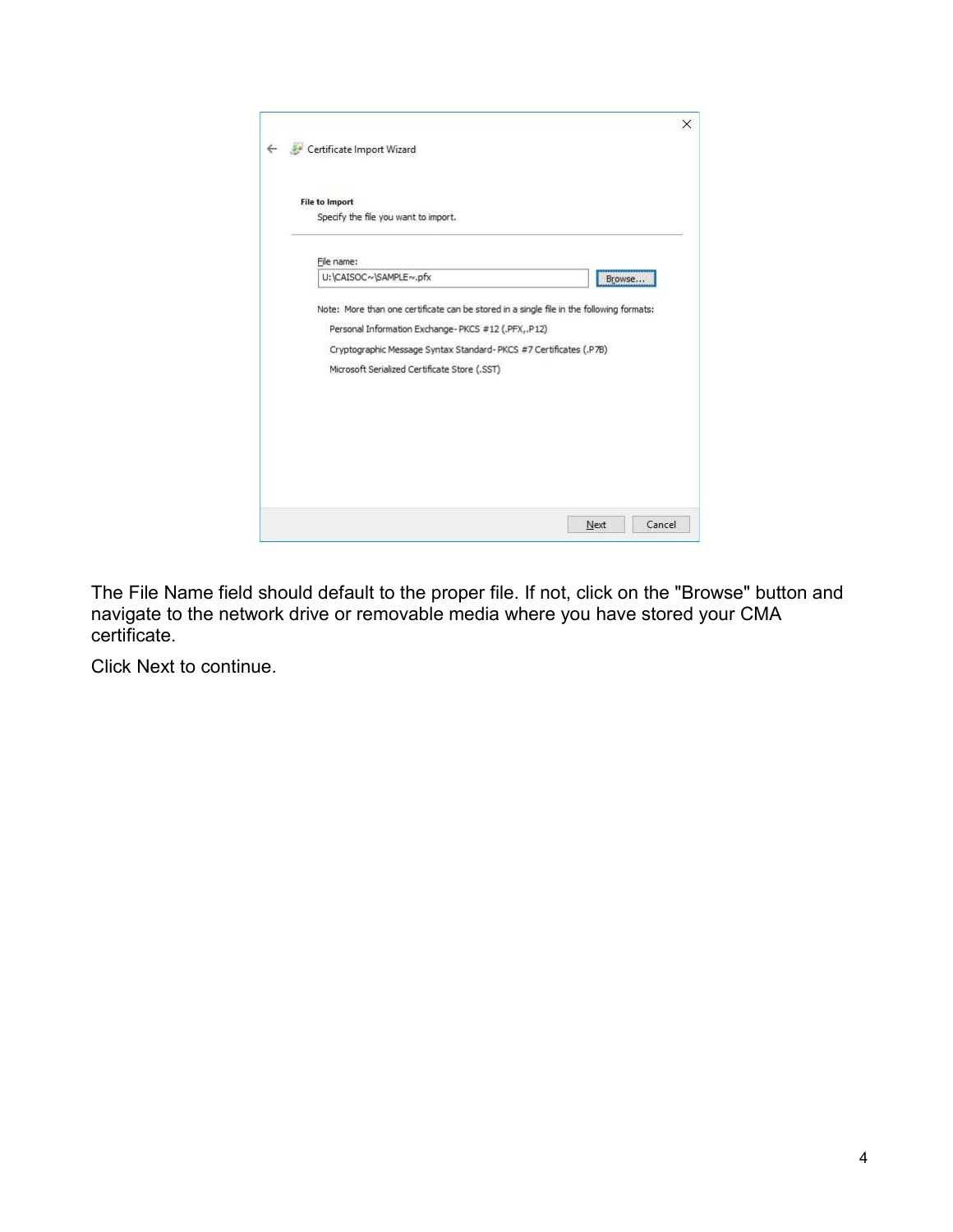The File Name field should default to the proper file. If not, click on the "Browse" button and navigate to the network drive or removable media where you have stored your CMA certificate.

Click Next to continue.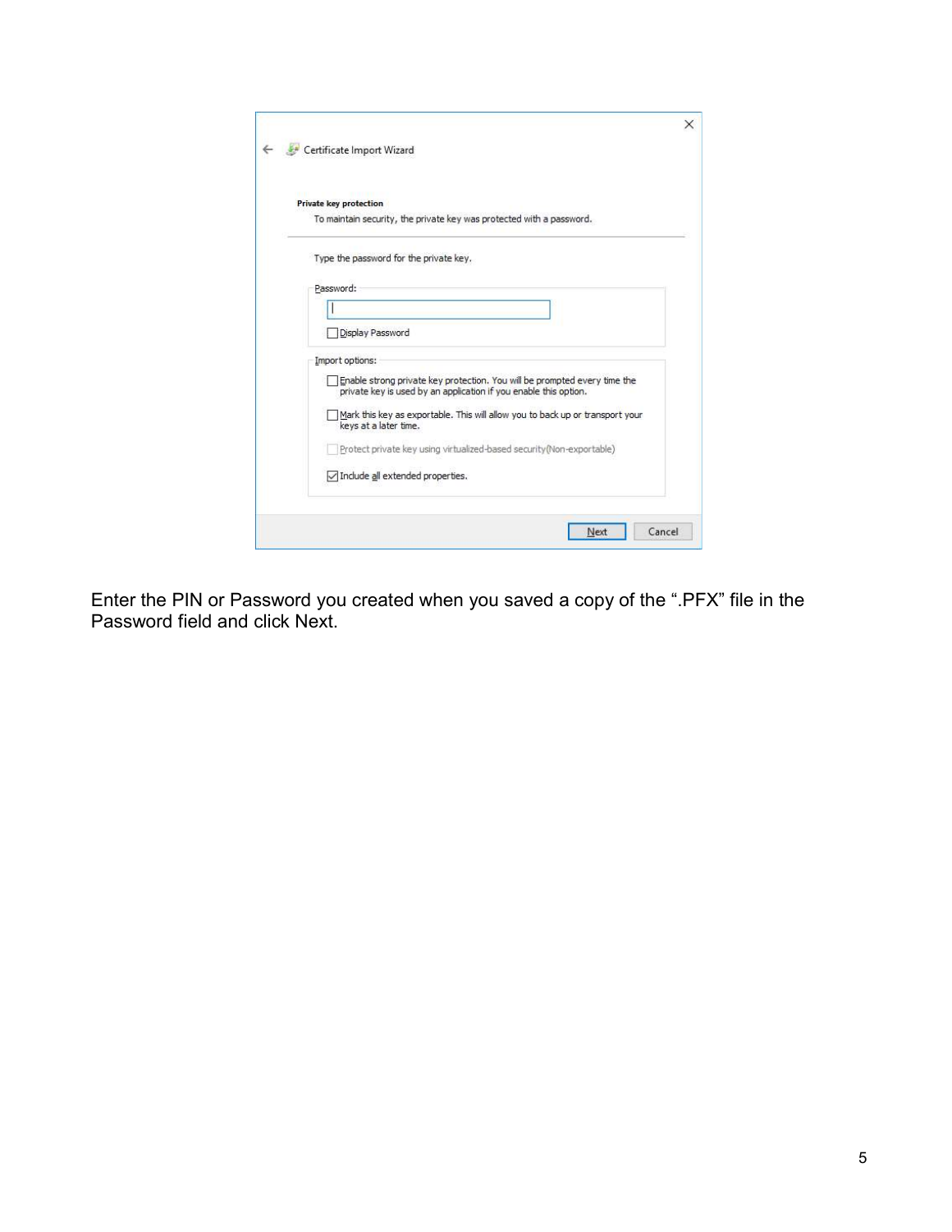Certificate Import Wizard

**Private key protection**

To maintain security, the private key was protected with a password.

Type the password for the private key.

Password:

- [ ] Display Password

Import options:

- [ ] Enable strong private key protection. You will be prompted every time the private key is used by an application if you enable this option.
- [ ] Mark this key as exportable. This will allow you to back up or transport your keys at a later time.
- [ ] Protect private key using virtualized-based security(Non-exportable)
- [x] Include all extended properties.

Next | Cancel

Enter the PIN or Password you created when you saved a copy of the ".PFX" file in the Password field and click Next.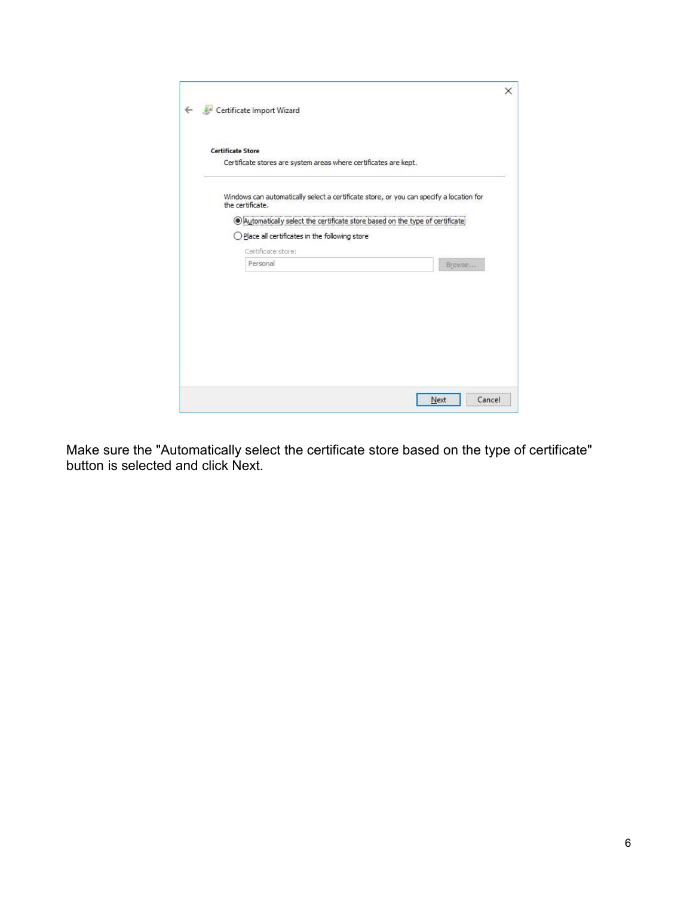Make sure the "Automatically select the certificate store based on the type of certificate" button is selected and click Next.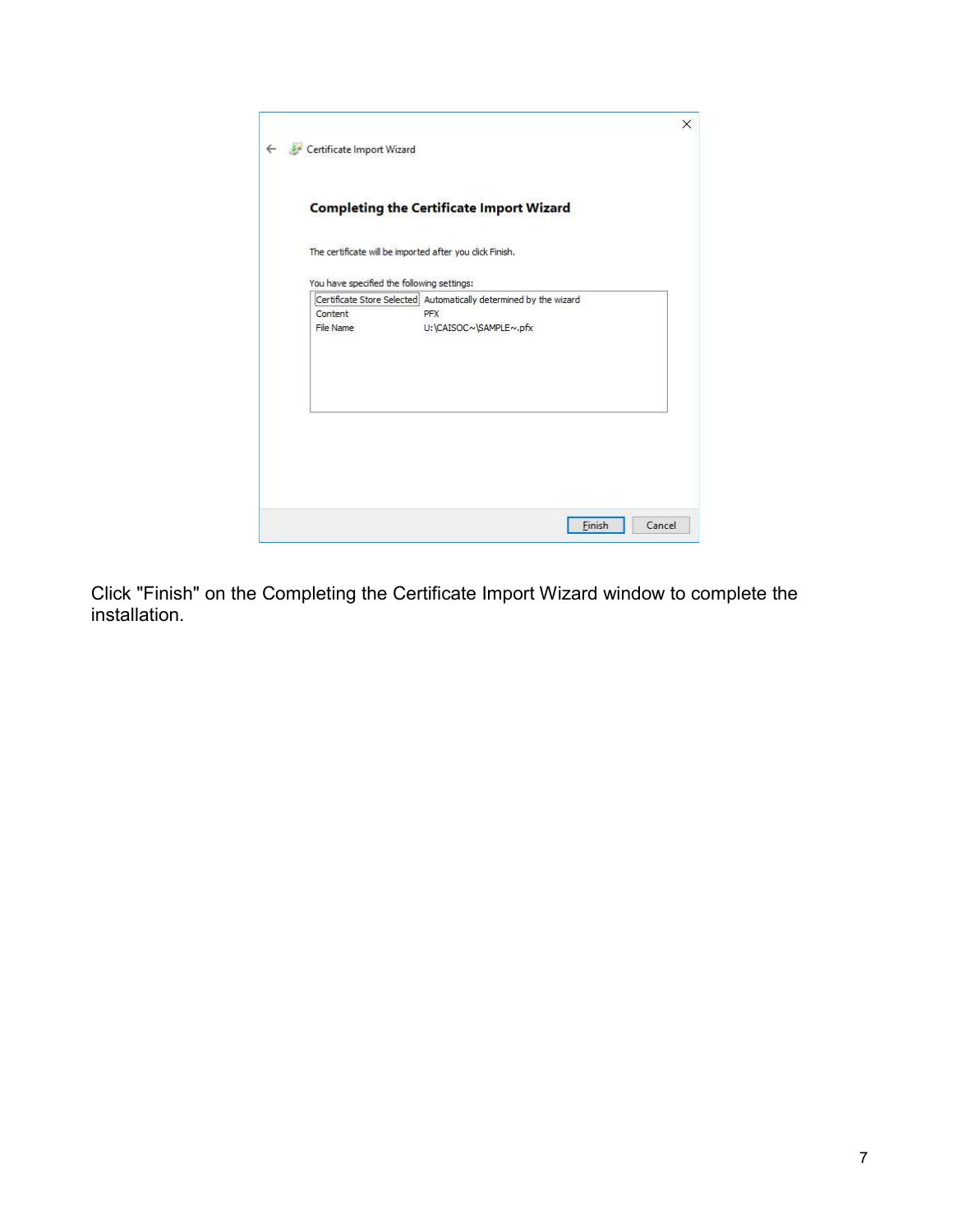Click "Finish" on the Completing the Certificate Import Wizard window to complete the installation.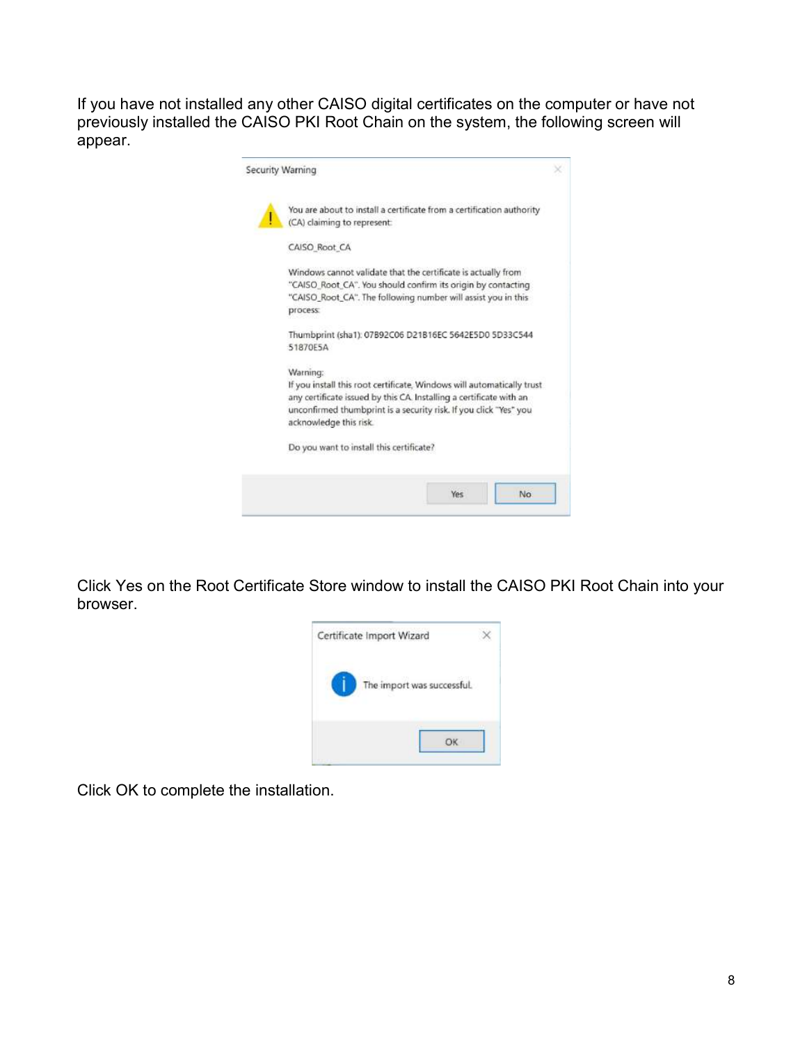If you have not installed any other CAISO digital certificates on the computer or have not previously installed the CAISO PKI Root Chain on the system, the following screen will appear.

Security Warning

You are about to install a certificate from a certification authority (CA) claiming to represent:

CAISO_Root_CA

Windows cannot validate that the certificate is actually from "CAISO_Root_CA". You should confirm its origin by contacting "CAISO_Root_CA". The following number will assist you in this process:

Thumbprint (sha1): 07B92C06 D21B16EC 5642E5D0 5D33C544 51870E5A

Warning:
If you install this root certificate, Windows will automatically trust any certificate issued by this CA. Installing a certificate with an unconfirmed thumbprint is a security risk. If you click "Yes" you acknowledge this risk.

Do you want to install this certificate?

Yes No

Click Yes on the Root Certificate Store window to install the CAISO PKI Root Chain into your browser.

Certificate Import Wizard

The import was successful.

OK

Click OK to complete the installation.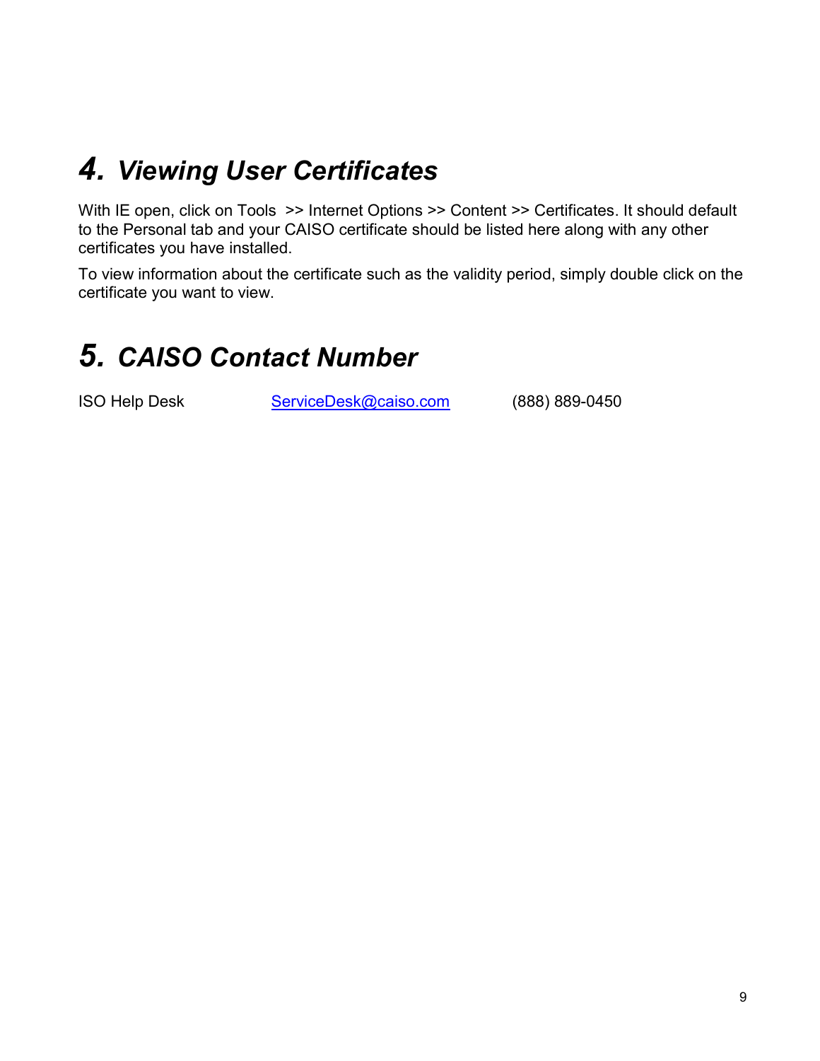# *4. Viewing User Certificates*

With IE open, click on Tools >> Internet Options >> Content >> Certificates. It should default to the Personal tab and your CAISO certificate should be listed here along with any other certificates you have installed.

To view information about the certificate such as the validity period, simply double click on the certificate you want to view.

# *5. CAISO Contact Number*

| | | |
|---|---|---|
| ISO Help Desk | ServiceDesk@caiso.com | (888) 889-0450 |